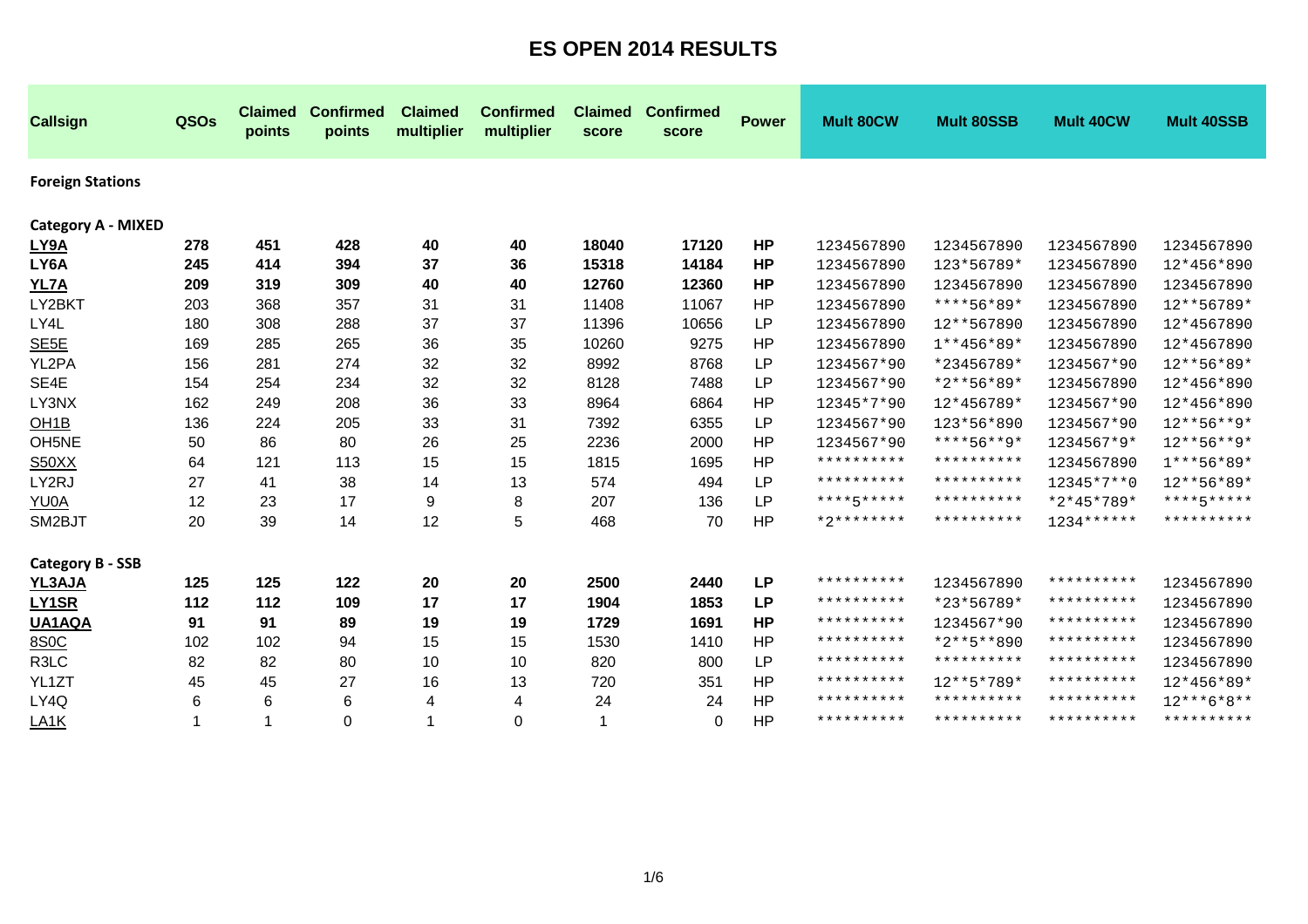# ES OPEN 2014 RESULTS

| Callsign | QSOs | Claimed points | Confirmed points | Claimed multiplier | Confirmed multiplier | Claimed score | Confirmed score | Power | Mult 80CW | Mult 80SSB | Mult 40CW | Mult 40SSB |
|---|---|---|---|---|---|---|---|---|---|---|---|---|
| **Foreign Stations** | | | | | | | | | | | | |
| **Category A - MIXED** | | | | | | | | | | | | |
| **LY9A** | **278** | **451** | **428** | **40** | **40** | **18040** | **17120** | **HP** | 1234567890 | 1234567890 | 1234567890 | 1234567890 |
| **LY6A** | **245** | **414** | **394** | **37** | **36** | **15318** | **14184** | **HP** | 1234567890 | 123*56789* | 1234567890 | 12*456*890 |
| **YL7A** | **209** | **319** | **309** | **40** | **40** | **12760** | **12360** | **HP** | 1234567890 | 1234567890 | 1234567890 | 1234567890 |
| LY2BKT | 203 | 368 | 357 | 31 | 31 | 11408 | 11067 | HP | 1234567890 | ****56*89* | 1234567890 | 12**56789* |
| LY4L | 180 | 308 | 288 | 37 | 37 | 11396 | 10656 | LP | 1234567890 | 12**567890 | 1234567890 | 12*4567890 |
| SE5E | 169 | 285 | 265 | 36 | 35 | 10260 | 9275 | HP | 1234567890 | 1**456*89* | 1234567890 | 12*4567890 |
| YL2PA | 156 | 281 | 274 | 32 | 32 | 8992 | 8768 | LP | 1234567*90 | *23456789* | 1234567*90 | 12**56*89* |
| SE4E | 154 | 254 | 234 | 32 | 32 | 8128 | 7488 | LP | 1234567*90 | *2**56*89* | 1234567890 | 12*456*890 |
| LY3NX | 162 | 249 | 208 | 36 | 33 | 8964 | 6864 | HP | 12345*7*90 | 12*456789* | 1234567*90 | 12*456*890 |
| OH1B | 136 | 224 | 205 | 33 | 31 | 7392 | 6355 | LP | 1234567*90 | 123*56*890 | 1234567*90 | 12**56**9* |
| OH5NE | 50 | 86 | 80 | 26 | 25 | 2236 | 2000 | HP | 1234567*90 | ****56**9* | 1234567*9* | 12**56**9* |
| S50XX | 64 | 121 | 113 | 15 | 15 | 1815 | 1695 | HP | ********** | ********** | 1234567890 | 1***56*89* |
| LY2RJ | 27 | 41 | 38 | 14 | 13 | 574 | 494 | LP | ********** | ********** | 12345*7**0 | 12**56*89* |
| YU0A | 12 | 23 | 17 | 9 | 8 | 207 | 136 | LP | ****5***** | ********** | *2*45*789* | ****5***** |
| SM2BJT | 20 | 39 | 14 | 12 | 5 | 468 | 70 | HP | *2******** | ********** | 1234****** | ********** |
| **Category B - SSB** | | | | | | | | | | | | |
| **YL3AJA** | **125** | **125** | **122** | **20** | **20** | **2500** | **2440** | **LP** | ********** | 1234567890 | ********** | 1234567890 |
| **LY1SR** | **112** | **112** | **109** | **17** | **17** | **1904** | **1853** | **LP** | ********** | *23*56789* | ********** | 1234567890 |
| **UA1AQA** | **91** | **91** | **89** | **19** | **19** | **1729** | **1691** | **HP** | ********** | 1234567*90 | ********** | 1234567890 |
| 8S0C | 102 | 102 | 94 | 15 | 15 | 1530 | 1410 | HP | ********** | *2**5**890 | ********** | 1234567890 |
| R3LC | 82 | 82 | 80 | 10 | 10 | 820 | 800 | LP | ********** | ********** | ********** | 1234567890 |
| YL1ZT | 45 | 45 | 27 | 16 | 13 | 720 | 351 | HP | ********** | 12**5*789* | ********** | 12*456*89* |
| LY4Q | 6 | 6 | 6 | 4 | 4 | 24 | 24 | HP | ********** | ********** | ********** | 12***6*8** |
| LA1K | 1 | 1 | 0 | 1 | 0 | 1 | 0 | HP | ********** | ********** | ********** | ********** |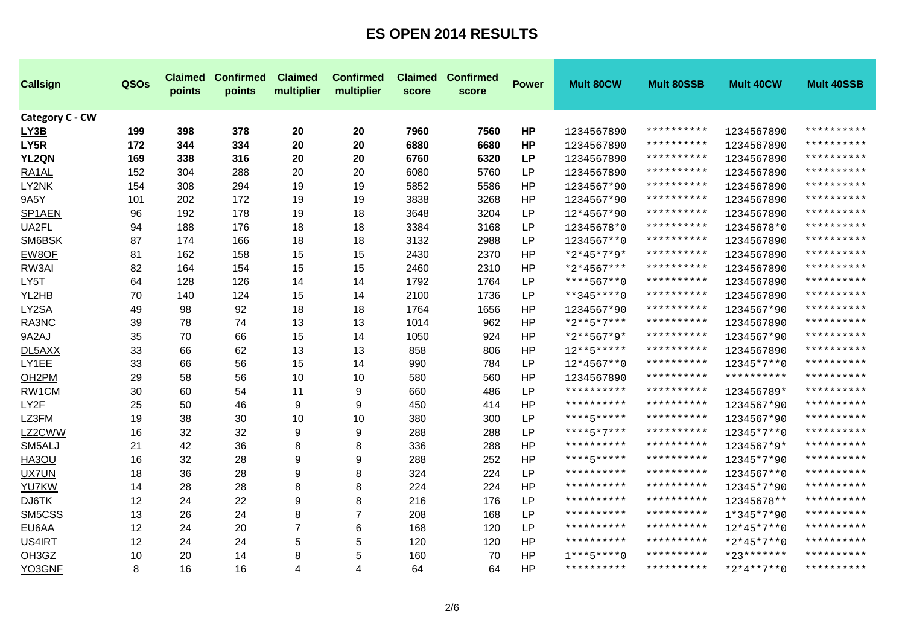# ES OPEN 2014 RESULTS

| Callsign | QSOs | Claimed points | Confirmed points | Claimed multiplier | Confirmed multiplier | Claimed score | Confirmed score | Power | Mult 80CW | Mult 80SSB | Mult 40CW | Mult 40SSB |
|---|---|---|---|---|---|---|---|---|---|---|---|---|
| **Category C - CW** | | | | | | | | | | | | |
| **LY3B** | **199** | **398** | **378** | **20** | **20** | **7960** | **7560** | **HP** | 1234567890 | ********** | 1234567890 | ********** |
| **LY5R** | **172** | **344** | **334** | **20** | **20** | **6880** | **6680** | **HP** | 1234567890 | ********** | 1234567890 | ********** |
| **YL2QN** | **169** | **338** | **316** | **20** | **20** | **6760** | **6320** | **LP** | 1234567890 | ********** | 1234567890 | ********** |
| RA1AL | 152 | 304 | 288 | 20 | 20 | 6080 | 5760 | LP | 1234567890 | ********** | 1234567890 | ********** |
| LY2NK | 154 | 308 | 294 | 19 | 19 | 5852 | 5586 | HP | 1234567*90 | ********** | 1234567890 | ********** |
| 9A5Y | 101 | 202 | 172 | 19 | 19 | 3838 | 3268 | HP | 1234567*90 | ********** | 1234567890 | ********** |
| SP1AEN | 96 | 192 | 178 | 19 | 18 | 3648 | 3204 | LP | 12*4567*90 | ********** | 1234567890 | ********** |
| UA2FL | 94 | 188 | 176 | 18 | 18 | 3384 | 3168 | LP | 12345678*0 | ********** | 12345678*0 | ********** |
| SM6BSK | 87 | 174 | 166 | 18 | 18 | 3132 | 2988 | LP | 1234567**0 | ********** | 1234567890 | ********** |
| EW8OF | 81 | 162 | 158 | 15 | 15 | 2430 | 2370 | HP | *2*45*7*9* | ********** | 1234567890 | ********** |
| RW3AI | 82 | 164 | 154 | 15 | 15 | 2460 | 2310 | HP | *2*4567*** | ********** | 1234567890 | ********** |
| LY5T | 64 | 128 | 126 | 14 | 14 | 1792 | 1764 | LP | ****567**0 | ********** | 1234567890 | ********** |
| YL2HB | 70 | 140 | 124 | 15 | 14 | 2100 | 1736 | LP | **345****0 | ********** | 1234567890 | ********** |
| LY2SA | 49 | 98 | 92 | 18 | 18 | 1764 | 1656 | HP | 1234567*90 | ********** | 1234567*90 | ********** |
| RA3NC | 39 | 78 | 74 | 13 | 13 | 1014 | 962 | HP | *2**5*7*** | ********** | 1234567890 | ********** |
| 9A2AJ | 35 | 70 | 66 | 15 | 14 | 1050 | 924 | HP | *2**567*9* | ********** | 1234567*90 | ********** |
| DL5AXX | 33 | 66 | 62 | 13 | 13 | 858 | 806 | HP | 12**5***** | ********** | 1234567890 | ********** |
| LY1EE | 33 | 66 | 56 | 15 | 14 | 990 | 784 | LP | 12*4567**0 | ********** | 12345*7**0 | ********** |
| OH2PM | 29 | 58 | 56 | 10 | 10 | 580 | 560 | HP | 1234567890 | ********** | ********** | ********** |
| RW1CM | 30 | 60 | 54 | 11 | 9 | 660 | 486 | LP | ********** | ********** | 123456789* | ********** |
| LY2F | 25 | 50 | 46 | 9 | 9 | 450 | 414 | HP | ********** | ********** | 1234567*90 | ********** |
| LZ3FM | 19 | 38 | 30 | 10 | 10 | 380 | 300 | LP | ****5***** | ********** | 1234567*90 | ********** |
| LZ2CWW | 16 | 32 | 32 | 9 | 9 | 288 | 288 | LP | ****5*7*** | ********** | 12345*7**0 | ********** |
| SM5ALJ | 21 | 42 | 36 | 8 | 8 | 336 | 288 | HP | ********** | ********** | 1234567*9* | ********** |
| HA3OU | 16 | 32 | 28 | 9 | 9 | 288 | 252 | HP | ****5***** | ********** | 12345*7*90 | ********** |
| UX7UN | 18 | 36 | 28 | 9 | 8 | 324 | 224 | LP | ********** | ********** | 1234567**0 | ********** |
| YU7KW | 14 | 28 | 28 | 8 | 8 | 224 | 224 | HP | ********** | ********** | 12345*7*90 | ********** |
| DJ6TK | 12 | 24 | 22 | 9 | 8 | 216 | 176 | LP | ********** | ********** | 12345678** | ********** |
| SM5CSS | 13 | 26 | 24 | 8 | 7 | 208 | 168 | LP | ********** | ********** | 1*345*7*90 | ********** |
| EU6AA | 12 | 24 | 20 | 7 | 6 | 168 | 120 | LP | ********** | ********** | 12*45*7**0 | ********** |
| US4IRT | 12 | 24 | 24 | 5 | 5 | 120 | 120 | HP | ********** | ********** | *2*45*7**0 | ********** |
| OH3GZ | 10 | 20 | 14 | 8 | 5 | 160 | 70 | HP | 1***5****0 | ********** | *23******* | ********** |
| YO3GNF | 8 | 16 | 16 | 4 | 4 | 64 | 64 | HP | ********** | ********** | *2*4**7**0 | ********** |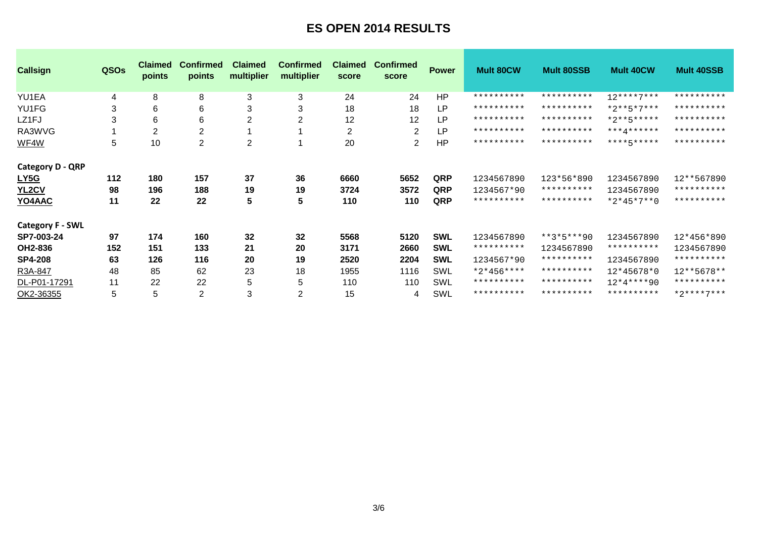# ES OPEN 2014 RESULTS

| Callsign | QSOs | Claimed points | Confirmed points | Claimed multiplier | Confirmed multiplier | Claimed score | Confirmed score | Power | Mult 80CW | Mult 80SSB | Mult 40CW | Mult 40SSB |
|---|---|---|---|---|---|---|---|---|---|---|---|---|
| YU1EA | 4 | 8 | 8 | 3 | 3 | 24 | 24 | HP | ********** | ********** | 12****7*** | ********** |
| YU1FG | 3 | 6 | 6 | 3 | 3 | 18 | 18 | LP | ********** | ********** | *2**5*7*** | ********** |
| LZ1FJ | 3 | 6 | 6 | 2 | 2 | 12 | 12 | LP | ********** | ********** | *2**5***** | ********** |
| RA3WVG | 1 | 2 | 2 | 1 | 1 | 2 | 2 | LP | ********** | ********** | ***4****** | ********** |
| WF4W | 5 | 10 | 2 | 2 | 1 | 20 | 2 | HP | ********** | ********** | ****5***** | ********** |
| **Category D - QRP** | | | | | | | | | | | | |
| **LY5G** | **112** | **180** | **157** | **37** | **36** | **6660** | **5652** | **QRP** | 1234567890 | 123*56*890 | 1234567890 | 12**567890 |
| **YL2CV** | **98** | **196** | **188** | **19** | **19** | **3724** | **3572** | **QRP** | 1234567*90 | ********** | 1234567890 | ********** |
| **YO4AAC** | **11** | **22** | **22** | **5** | **5** | **110** | **110** | **QRP** | ********** | ********** | *2*45*7**0 | ********** |
| **Category F - SWL** | | | | | | | | | | | | |
| **SP7-003-24** | **97** | **174** | **160** | **32** | **32** | **5568** | **5120** | **SWL** | 1234567890 | **3*5***90 | 1234567890 | 12*456*890 |
| **OH2-836** | **152** | **151** | **133** | **21** | **20** | **3171** | **2660** | **SWL** | ********** | 1234567890 | ********** | 1234567890 |
| **SP4-208** | **63** | **126** | **116** | **20** | **19** | **2520** | **2204** | **SWL** | 1234567*90 | ********** | 1234567890 | ********** |
| R3A-847 | 48 | 85 | 62 | 23 | 18 | 1955 | 1116 | SWL | *2*456**** | ********** | 12*45678*0 | 12**5678** |
| DL-P01-17291 | 11 | 22 | 22 | 5 | 5 | 110 | 110 | SWL | ********** | ********** | 12*4****90 | ********** |
| OK2-36355 | 5 | 5 | 2 | 3 | 2 | 15 | 4 | SWL | ********** | ********** | ********** | *2****7*** |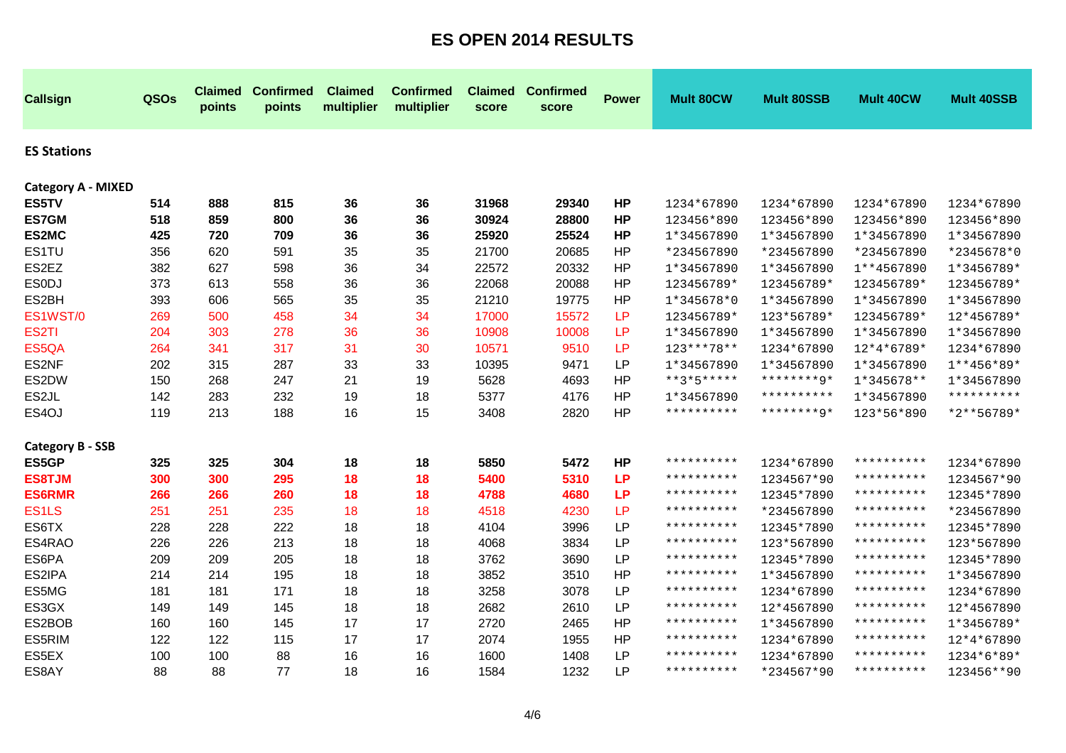# ES OPEN 2014 RESULTS

| Callsign | QSOs | Claimed points | Confirmed points | Claimed multiplier | Confirmed multiplier | Claimed score | Confirmed score | Power | Mult 80CW | Mult 80SSB | Mult 40CW | Mult 40SSB |
|---|---|---|---|---|---|---|---|---|---|---|---|---|
| **ES Stations** | | | | | | | | | | | | |
| **Category A - MIXED** | | | | | | | | | | | | |
| **ES5TV** | **514** | **888** | **815** | **36** | **36** | **31968** | **29340** | **HP** | 1234*67890 | 1234*67890 | 1234*67890 | 1234*67890 |
| **ES7GM** | **518** | **859** | **800** | **36** | **36** | **30924** | **28800** | **HP** | 123456*890 | 123456*890 | 123456*890 | 123456*890 |
| **ES2MC** | **425** | **720** | **709** | **36** | **36** | **25920** | **25524** | **HP** | 1*34567890 | 1*34567890 | 1*34567890 | 1*34567890 |
| ES1TU | 356 | 620 | 591 | 35 | 35 | 21700 | 20685 | HP | *234567890 | *234567890 | *234567890 | *2345678*0 |
| ES2EZ | 382 | 627 | 598 | 36 | 34 | 22572 | 20332 | HP | 1*34567890 | 1*34567890 | 1**4567890 | 1*3456789* |
| ES0DJ | 373 | 613 | 558 | 36 | 36 | 22068 | 20088 | HP | 123456789* | 123456789* | 123456789* | 123456789* |
| ES2BH | 393 | 606 | 565 | 35 | 35 | 21210 | 19775 | HP | 1*345678*0 | 1*34567890 | 1*34567890 | 1*34567890 |
| ES1WST/0 | 269 | 500 | 458 | 34 | 34 | 17000 | 15572 | LP | 123456789* | 123*56789* | 123456789* | 12*456789* |
| ES2TI | 204 | 303 | 278 | 36 | 36 | 10908 | 10008 | LP | 1*34567890 | 1*34567890 | 1*34567890 | 1*34567890 |
| ES5QA | 264 | 341 | 317 | 31 | 30 | 10571 | 9510 | LP | 123***78** | 1234*67890 | 12*4*6789* | 1234*67890 |
| ES2NF | 202 | 315 | 287 | 33 | 33 | 10395 | 9471 | LP | 1*34567890 | 1*34567890 | 1*34567890 | 1**456*89* |
| ES2DW | 150 | 268 | 247 | 21 | 19 | 5628 | 4693 | HP | **3*5***** | ********9* | 1*345678** | 1*34567890 |
| ES2JL | 142 | 283 | 232 | 19 | 18 | 5377 | 4176 | HP | 1*34567890 | ********** | 1*34567890 | ********** |
| ES4OJ | 119 | 213 | 188 | 16 | 15 | 3408 | 2820 | HP | ********** | ********9* | 123*56*890 | *2**56789* |
| **Category B - SSB** | | | | | | | | | | | | |
| **ES5GP** | **325** | **325** | **304** | **18** | **18** | **5850** | **5472** | **HP** | ********** | 1234*67890 | ********** | 1234*67890 |
| **ES8TJM** | **300** | **300** | **295** | **18** | **18** | **5400** | **5310** | **LP** | ********** | 1234567*90 | ********** | 1234567*90 |
| **ES6RMR** | **266** | **266** | **260** | **18** | **18** | **4788** | **4680** | **LP** | ********** | 12345*7890 | ********** | 12345*7890 |
| ES1LS | 251 | 251 | 235 | 18 | 18 | 4518 | 4230 | LP | ********** | *234567890 | ********** | *234567890 |
| ES6TX | 228 | 228 | 222 | 18 | 18 | 4104 | 3996 | LP | ********** | 12345*7890 | ********** | 12345*7890 |
| ES4RAO | 226 | 226 | 213 | 18 | 18 | 4068 | 3834 | LP | ********** | 123*567890 | ********** | 123*567890 |
| ES6PA | 209 | 209 | 205 | 18 | 18 | 3762 | 3690 | LP | ********** | 12345*7890 | ********** | 12345*7890 |
| ES2IPA | 214 | 214 | 195 | 18 | 18 | 3852 | 3510 | HP | ********** | 1*34567890 | ********** | 1*34567890 |
| ES5MG | 181 | 181 | 171 | 18 | 18 | 3258 | 3078 | LP | ********** | 1234*67890 | ********** | 1234*67890 |
| ES3GX | 149 | 149 | 145 | 18 | 18 | 2682 | 2610 | LP | ********** | 12*4567890 | ********** | 12*4567890 |
| ES2BOB | 160 | 160 | 145 | 17 | 17 | 2720 | 2465 | HP | ********** | 1*34567890 | ********** | 1*3456789* |
| ES5RIM | 122 | 122 | 115 | 17 | 17 | 2074 | 1955 | HP | ********** | 1234*67890 | ********** | 12*4*67890 |
| ES5EX | 100 | 100 | 88 | 16 | 16 | 1600 | 1408 | LP | ********** | 1234*67890 | ********** | 1234*6*89* |
| ES8AY | 88 | 88 | 77 | 18 | 16 | 1584 | 1232 | LP | ********** | *234567*90 | ********** | 123456**90 |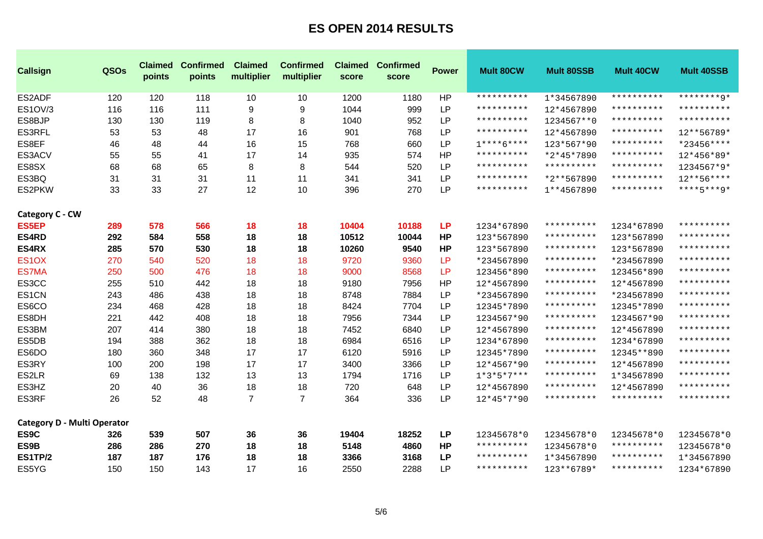# ES OPEN 2014 RESULTS

| Callsign | QSOs | Claimed points | Confirmed points | Claimed multiplier | Confirmed multiplier | Claimed score | Confirmed score | Power | Mult 80CW | Mult 80SSB | Mult 40CW | Mult 40SSB |
|---|---|---|---|---|---|---|---|---|---|---|---|---|
| ES2ADF | 120 | 120 | 118 | 10 | 10 | 1200 | 1180 | HP | ********** | 1*34567890 | ********** | ********9* |
| ES1OV/3 | 116 | 116 | 111 | 9 | 9 | 1044 | 999 | LP | ********** | 12*4567890 | ********** | ********** |
| ES8BJP | 130 | 130 | 119 | 8 | 8 | 1040 | 952 | LP | ********** | 1234567**0 | ********** | ********** |
| ES3RFL | 53 | 53 | 48 | 17 | 16 | 901 | 768 | LP | ********** | 12*4567890 | ********** | 12**56789* |
| ES8EF | 46 | 48 | 44 | 16 | 15 | 768 | 660 | LP | 1****6**** | 123*567*90 | ********** | *23456**** |
| ES3ACV | 55 | 55 | 41 | 17 | 14 | 935 | 574 | HP | ********** | *2*45*7890 | ********** | 12*456*89* |
| ES8SX | 68 | 68 | 65 | 8 | 8 | 544 | 520 | LP | ********** | ********** | ********** | 1234567*9* |
| ES3BQ | 31 | 31 | 31 | 11 | 11 | 341 | 341 | LP | ********** | *2**567890 | ********** | 12**56**** |
| ES2PKW | 33 | 33 | 27 | 12 | 10 | 396 | 270 | LP | ********** | 1**4567890 | ********** | ****5***9* |
| **Category C - CW** | | | | | | | | | | | | |
| **ES5EP** | **289** | **578** | **566** | **18** | **18** | **10404** | **10188** | **LP** | 1234*67890 | ********** | 1234*67890 | ********** |
| **ES4RD** | **292** | **584** | **558** | **18** | **18** | **10512** | **10044** | **HP** | 123*567890 | ********** | 123*567890 | ********** |
| **ES4RX** | **285** | **570** | **530** | **18** | **18** | **10260** | **9540** | **HP** | 123*567890 | ********** | 123*567890 | ********** |
| ES1OX | 270 | 540 | 520 | 18 | 18 | 9720 | 9360 | LP | *234567890 | ********** | *234567890 | ********** |
| ES7MA | 250 | 500 | 476 | 18 | 18 | 9000 | 8568 | LP | 123456*890 | ********** | 123456*890 | ********** |
| ES3CC | 255 | 510 | 442 | 18 | 18 | 9180 | 7956 | HP | 12*4567890 | ********** | 12*4567890 | ********** |
| ES1CN | 243 | 486 | 438 | 18 | 18 | 8748 | 7884 | LP | *234567890 | ********** | *234567890 | ********** |
| ES6CO | 234 | 468 | 428 | 18 | 18 | 8424 | 7704 | LP | 12345*7890 | ********** | 12345*7890 | ********** |
| ES8DH | 221 | 442 | 408 | 18 | 18 | 7956 | 7344 | LP | 1234567*90 | ********** | 1234567*90 | ********** |
| ES3BM | 207 | 414 | 380 | 18 | 18 | 7452 | 6840 | LP | 12*4567890 | ********** | 12*4567890 | ********** |
| ES5DB | 194 | 388 | 362 | 18 | 18 | 6984 | 6516 | LP | 1234*67890 | ********** | 1234*67890 | ********** |
| ES6DO | 180 | 360 | 348 | 17 | 17 | 6120 | 5916 | LP | 12345*7890 | ********** | 12345**890 | ********** |
| ES3RY | 100 | 200 | 198 | 17 | 17 | 3400 | 3366 | LP | 12*4567*90 | ********** | 12*4567890 | ********** |
| ES2LR | 69 | 138 | 132 | 13 | 13 | 1794 | 1716 | LP | 1*3*5*7*** | ********** | 1*34567890 | ********** |
| ES3HZ | 20 | 40 | 36 | 18 | 18 | 720 | 648 | LP | 12*4567890 | ********** | 12*4567890 | ********** |
| ES3RF | 26 | 52 | 48 | 7 | 7 | 364 | 336 | LP | 12*45*7*90 | ********** | ********** | ********** |
| **Category D - Multi Operator** | | | | | | | | | | | | |
| **ES9C** | **326** | **539** | **507** | **36** | **36** | **19404** | **18252** | **LP** | 12345678*0 | 12345678*0 | 12345678*0 | 12345678*0 |
| **ES9B** | **286** | **286** | **270** | **18** | **18** | **5148** | **4860** | **HP** | ********** | 12345678*0 | ********** | 12345678*0 |
| **ES1TP/2** | **187** | **187** | **176** | **18** | **18** | **3366** | **3168** | **LP** | ********** | 1*34567890 | ********** | 1*34567890 |
| ES5YG | 150 | 150 | 143 | 17 | 16 | 2550 | 2288 | LP | ********** | 123**6789* | ********** | 1234*67890 |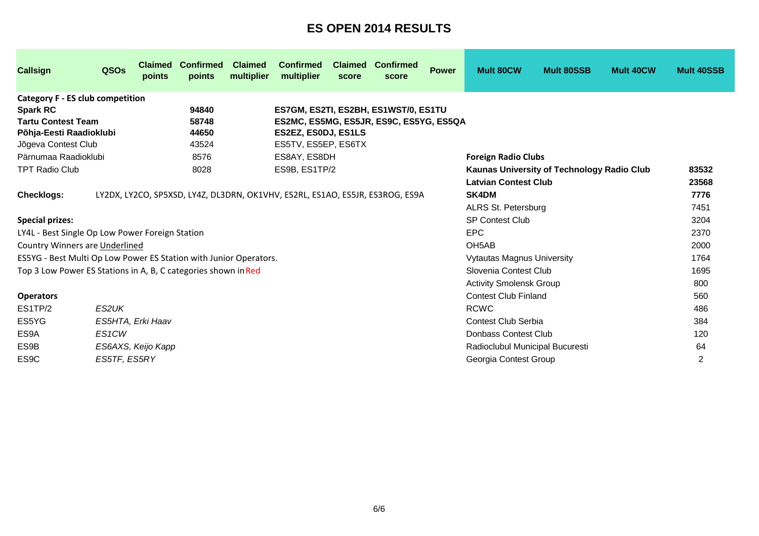# ES OPEN 2014 RESULTS

| Callsign | QSOs | Claimed points | Confirmed points | Claimed multiplier | Confirmed multiplier | Claimed score | Confirmed score | Power | Mult 80CW | Mult 80SSB | Mult 40CW | Mult 40SSB |
|---|---|---|---|---|---|---|---|---|---|---|---|---|

**Category F - ES club competition**

| Club | Score | Members |
|---|---|---|
| **Spark RC** | **94840** | **ES7GM, ES2TI, ES2BH, ES1WST/0, ES1TU** |
| **Tartu Contest Team** | **58748** | **ES2MC, ES5MG, ES5JR, ES9C, ES5YG, ES5QA** |
| **Põhja-Eesti Raadioklubi** | **44650** | **ES2EZ, ES0DJ, ES1LS** |
| Jõgeva Contest Club | 43524 | ES5TV, ES5EP, ES6TX |
| Pärnumaa Raadioklubi | 8576 | ES8AY, ES8DH |
| TPT Radio Club | 8028 | ES9B, ES1TP/2 |

**Checklogs:** LY2DX, LY2CO, SP5XSD, LY4Z, DL3DRN, OK1VHV, ES2RL, ES1AO, ES5JR, ES3ROG, ES9A

**Special prizes:**

LY4L - Best Single Op Low Power Foreign Station

Country Winners are Underlined

ES5YG - Best Multi Op Low Power ES Station with Junior Operators.

Top 3 Low Power ES Stations in A, B, C categories shown in Red

**Operators**

| Callsign | Operators |
|---|---|
| ES1TP/2 | *ES2UK* |
| ES5YG | *ES5HTA, Erki Haav* |
| ES9A | *ES1CW* |
| ES9B | *ES6AXS, Keijo Kapp* |
| ES9C | *ES5TF, ES5RY* |

**Foreign Radio Clubs**

| Club | Score |
|---|---|
| **Kaunas University of Technology Radio Club** | **83532** |
| **Latvian Contest Club** | **23568** |
| **SK4DM** | **7776** |
| ALRS St. Petersburg | 7451 |
| SP Contest Club | 3204 |
| EPC | 2370 |
| OH5AB | 2000 |
| Vytautas Magnus University | 1764 |
| Slovenia Contest Club | 1695 |
| Activity Smolensk Group | 800 |
| Contest Club Finland | 560 |
| RCWC | 486 |
| Contest Club Serbia | 384 |
| Donbass Contest Club | 120 |
| Radioclubul Municipal Bucuresti | 64 |
| Georgia Contest Group | 2 |